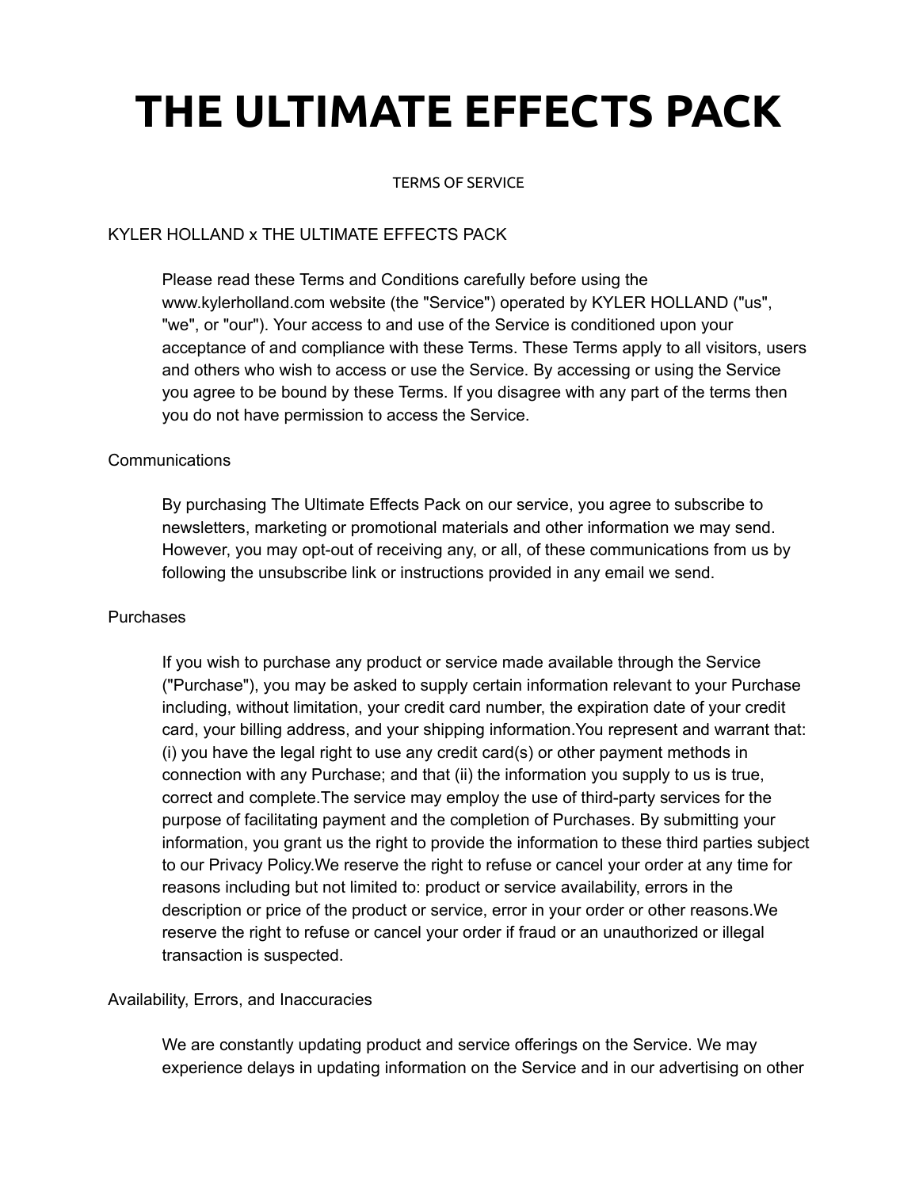# THE ULTIMATE EFFECTS PACK

TERMS OF SERVICE

KYLER HOLLAND x THE ULTIMATE EFFECTS PACK

Please read these Terms and Conditions carefully before using the www.kylerholland.com website (the "Service") operated by KYLER HOLLAND ("us", "we", or "our"). Your access to and use of the Service is conditioned upon your acceptance of and compliance with these Terms. These Terms apply to all visitors, users and others who wish to access or use the Service. By accessing or using the Service you agree to be bound by these Terms. If you disagree with any part of the terms then you do not have permission to access the Service.

Communications

By purchasing The Ultimate Effects Pack on our service, you agree to subscribe to newsletters, marketing or promotional materials and other information we may send. However, you may opt-out of receiving any, or all, of these communications from us by following the unsubscribe link or instructions provided in any email we send.

Purchases

If you wish to purchase any product or service made available through the Service ("Purchase"), you may be asked to supply certain information relevant to your Purchase including, without limitation, your credit card number, the expiration date of your credit card, your billing address, and your shipping information.You represent and warrant that: (i) you have the legal right to use any credit card(s) or other payment methods in connection with any Purchase; and that (ii) the information you supply to us is true, correct and complete.The service may employ the use of third-party services for the purpose of facilitating payment and the completion of Purchases. By submitting your information, you grant us the right to provide the information to these third parties subject to our Privacy Policy.We reserve the right to refuse or cancel your order at any time for reasons including but not limited to: product or service availability, errors in the description or price of the product or service, error in your order or other reasons.We reserve the right to refuse or cancel your order if fraud or an unauthorized or illegal transaction is suspected.

Availability, Errors, and Inaccuracies

We are constantly updating product and service offerings on the Service. We may experience delays in updating information on the Service and in our advertising on other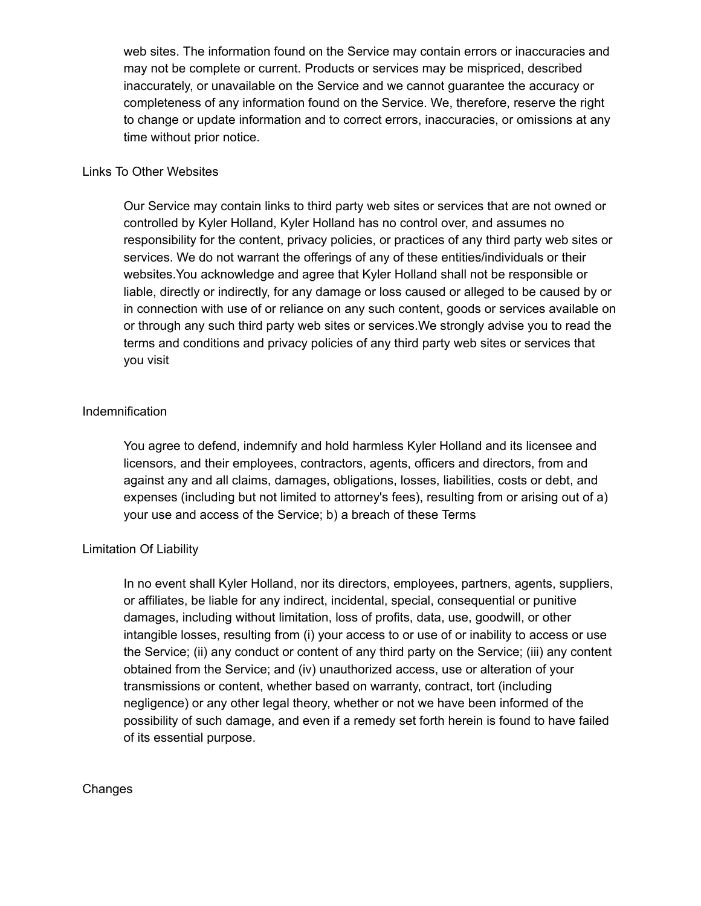web sites. The information found on the Service may contain errors or inaccuracies and may not be complete or current. Products or services may be mispriced, described inaccurately, or unavailable on the Service and we cannot guarantee the accuracy or completeness of any information found on the Service. We, therefore, reserve the right to change or update information and to correct errors, inaccuracies, or omissions at any time without prior notice.

## Links To Other Websites

Our Service may contain links to third party web sites or services that are not owned or controlled by Kyler Holland, Kyler Holland has no control over, and assumes no responsibility for the content, privacy policies, or practices of any third party web sites or services. We do not warrant the offerings of any of these entities/individuals or their websites.You acknowledge and agree that Kyler Holland shall not be responsible or liable, directly or indirectly, for any damage or loss caused or alleged to be caused by or in connection with use of or reliance on any such content, goods or services available on or through any such third party web sites or services.We strongly advise you to read the terms and conditions and privacy policies of any third party web sites or services that you visit

## Indemnification

You agree to defend, indemnify and hold harmless Kyler Holland and its licensee and licensors, and their employees, contractors, agents, officers and directors, from and against any and all claims, damages, obligations, losses, liabilities, costs or debt, and expenses (including but not limited to attorney's fees), resulting from or arising out of a) your use and access of the Service; b) a breach of these Terms

## Limitation Of Liability

In no event shall Kyler Holland, nor its directors, employees, partners, agents, suppliers, or affiliates, be liable for any indirect, incidental, special, consequential or punitive damages, including without limitation, loss of profits, data, use, goodwill, or other intangible losses, resulting from (i) your access to or use of or inability to access or use the Service; (ii) any conduct or content of any third party on the Service; (iii) any content obtained from the Service; and (iv) unauthorized access, use or alteration of your transmissions or content, whether based on warranty, contract, tort (including negligence) or any other legal theory, whether or not we have been informed of the possibility of such damage, and even if a remedy set forth herein is found to have failed of its essential purpose.

## Changes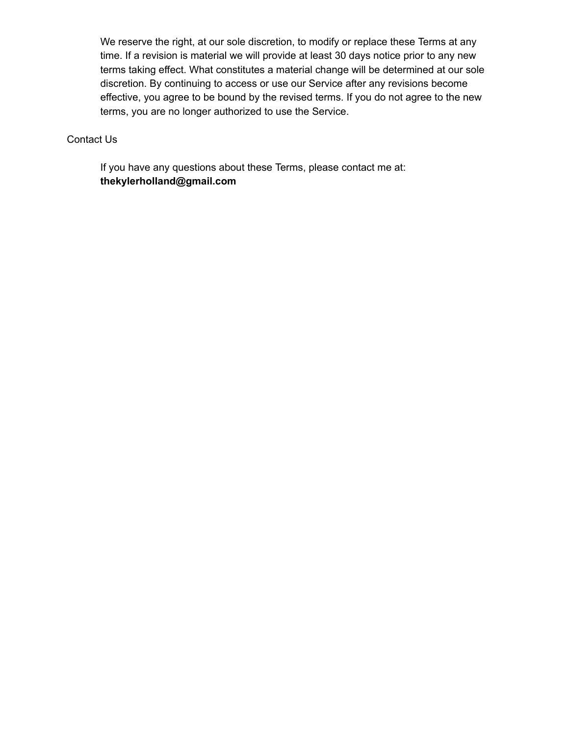We reserve the right, at our sole discretion, to modify or replace these Terms at any time. If a revision is material we will provide at least 30 days notice prior to any new terms taking effect. What constitutes a material change will be determined at our sole discretion. By continuing to access or use our Service after any revisions become effective, you agree to be bound by the revised terms. If you do not agree to the new terms, you are no longer authorized to use the Service.

## Contact Us

If you have any questions about these Terms, please contact me at:
**thekylerholland@gmail.com**